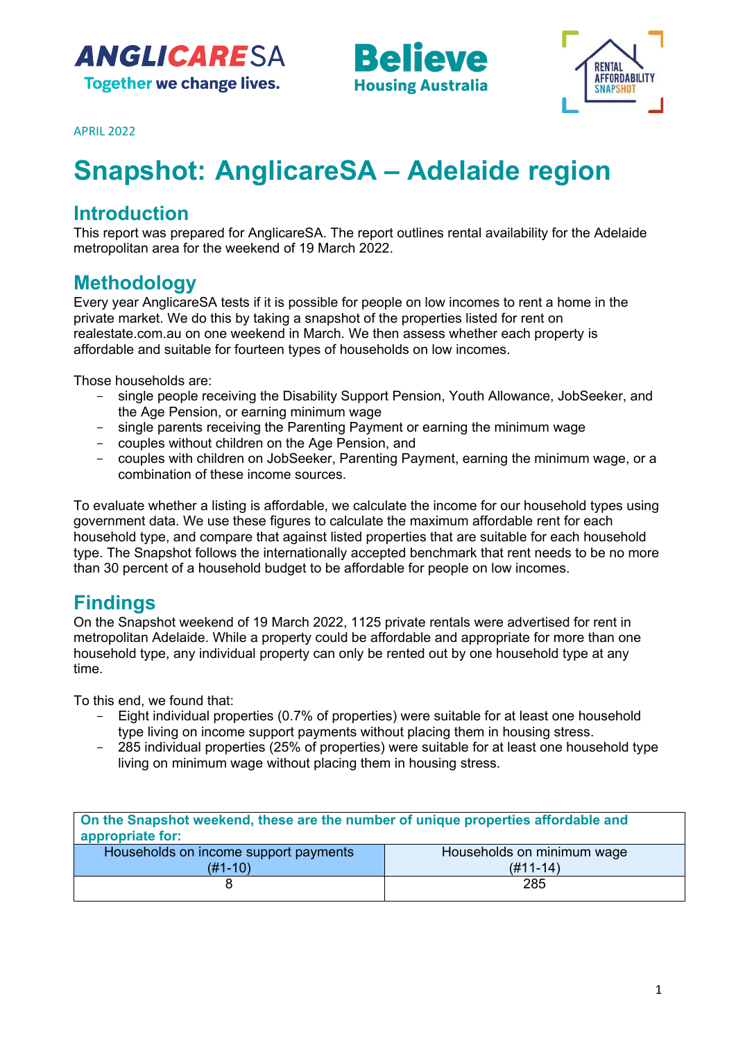APRIL 2022

# Snapshot: AnglicareSA – Adelaide region

## Introduction

This report was prepared for AnglicareSA. The report outlines rental availability for the Adelaide metropolitan area for the weekend of 19 March 2022.

## Methodology

Every year AnglicareSA tests if it is possible for people on low incomes to rent a home in the private market. We do this by taking a snapshot of the properties listed for rent on realestate.com.au on one weekend in March. We then assess whether each property is affordable and suitable for fourteen types of households on low incomes.

Those households are:

- single people receiving the Disability Support Pension, Youth Allowance, JobSeeker, and the Age Pension, or earning minimum wage
- single parents receiving the Parenting Payment or earning the minimum wage
- couples without children on the Age Pension, and
- couples with children on JobSeeker, Parenting Payment, earning the minimum wage, or a combination of these income sources.

To evaluate whether a listing is affordable, we calculate the income for our household types using government data. We use these figures to calculate the maximum affordable rent for each household type, and compare that against listed properties that are suitable for each household type. The Snapshot follows the internationally accepted benchmark that rent needs to be no more than 30 percent of a household budget to be affordable for people on low incomes.

## Findings

On the Snapshot weekend of 19 March 2022, 1125 private rentals were advertised for rent in metropolitan Adelaide. While a property could be affordable and appropriate for more than one household type, any individual property can only be rented out by one household type at any time.

To this end, we found that:

- Eight individual properties (0.7% of properties) were suitable for at least one household type living on income support payments without placing them in housing stress.
- 285 individual properties (25% of properties) were suitable for at least one household type living on minimum wage without placing them in housing stress.

| On the Snapshot weekend, these are the number of unique properties affordable and appropriate for: | |
|---|---|
| Households on income support payments (#1-10) | Households on minimum wage (#11-14) |
| 8 | 285 |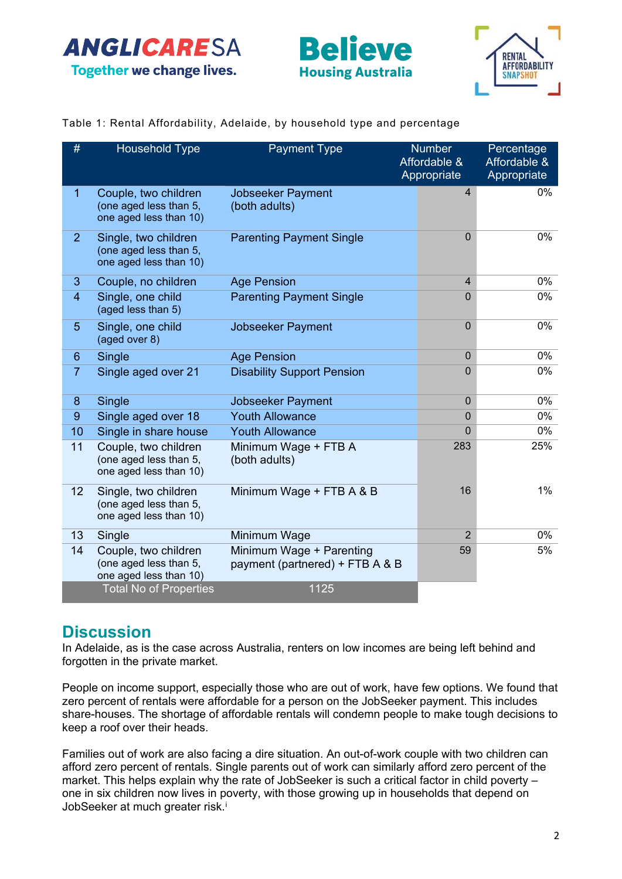Table 1: Rental Affordability, Adelaide, by household type and percentage

| # | Household Type | Payment Type | Number Affordable & Appropriate | Percentage Affordable & Appropriate |
|---|---|---|---|---|
| 1 | Couple, two children (one aged less than 5, one aged less than 10) | Jobseeker Payment (both adults) | 4 | 0% |
| 2 | Single, two children (one aged less than 5, one aged less than 10) | Parenting Payment Single | 0 | 0% |
| 3 | Couple, no children | Age Pension | 4 | 0% |
| 4 | Single, one child (aged less than 5) | Parenting Payment Single | 0 | 0% |
| 5 | Single, one child (aged over 8) | Jobseeker Payment | 0 | 0% |
| 6 | Single | Age Pension | 0 | 0% |
| 7 | Single aged over 21 | Disability Support Pension | 0 | 0% |
| 8 | Single | Jobseeker Payment | 0 | 0% |
| 9 | Single aged over 18 | Youth Allowance | 0 | 0% |
| 10 | Single in share house | Youth Allowance | 0 | 0% |
| 11 | Couple, two children (one aged less than 5, one aged less than 10) | Minimum Wage + FTB A (both adults) | 283 | 25% |
| 12 | Single, two children (one aged less than 5, one aged less than 10) | Minimum Wage + FTB A & B | 16 | 1% |
| 13 | Single | Minimum Wage | 2 | 0% |
| 14 | Couple, two children (one aged less than 5, one aged less than 10) | Minimum Wage + Parenting payment (partnered) + FTB A & B | 59 | 5% |
| | Total No of Properties | 1125 | | |

## Discussion

In Adelaide, as is the case across Australia, renters on low incomes are being left behind and forgotten in the private market.

People on income support, especially those who are out of work, have few options. We found that zero percent of rentals were affordable for a person on the JobSeeker payment. This includes share-houses. The shortage of affordable rentals will condemn people to make tough decisions to keep a roof over their heads.

Families out of work are also facing a dire situation. An out-of-work couple with two children can afford zero percent of rentals. Single parents out of work can similarly afford zero percent of the market. This helps explain why the rate of JobSeeker is such a critical factor in child poverty – one in six children now lives in poverty, with those growing up in households that depend on JobSeeker at much greater risk.[i]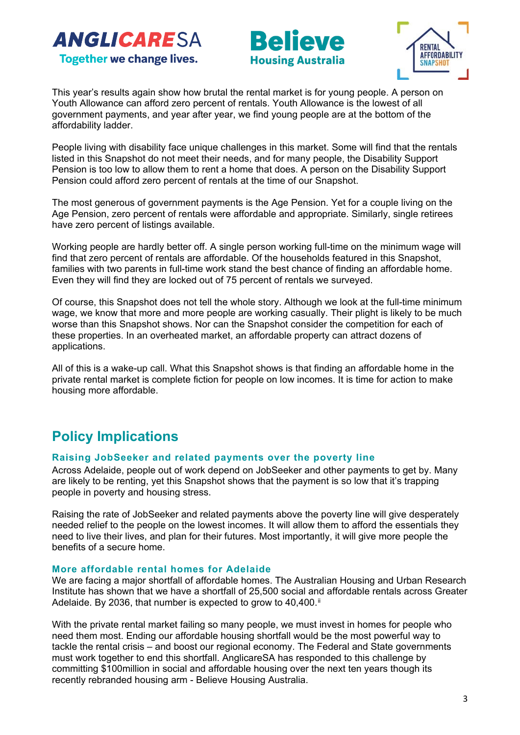This year's results again show how brutal the rental market is for young people. A person on Youth Allowance can afford zero percent of rentals. Youth Allowance is the lowest of all government payments, and year after year, we find young people are at the bottom of the affordability ladder.

People living with disability face unique challenges in this market. Some will find that the rentals listed in this Snapshot do not meet their needs, and for many people, the Disability Support Pension is too low to allow them to rent a home that does. A person on the Disability Support Pension could afford zero percent of rentals at the time of our Snapshot.

The most generous of government payments is the Age Pension. Yet for a couple living on the Age Pension, zero percent of rentals were affordable and appropriate. Similarly, single retirees have zero percent of listings available.

Working people are hardly better off. A single person working full-time on the minimum wage will find that zero percent of rentals are affordable. Of the households featured in this Snapshot, families with two parents in full-time work stand the best chance of finding an affordable home. Even they will find they are locked out of 75 percent of rentals we surveyed.

Of course, this Snapshot does not tell the whole story. Although we look at the full-time minimum wage, we know that more and more people are working casually. Their plight is likely to be much worse than this Snapshot shows. Nor can the Snapshot consider the competition for each of these properties. In an overheated market, an affordable property can attract dozens of applications.

All of this is a wake-up call. What this Snapshot shows is that finding an affordable home in the private rental market is complete fiction for people on low incomes. It is time for action to make housing more affordable.

## Policy Implications

### Raising JobSeeker and related payments over the poverty line

Across Adelaide, people out of work depend on JobSeeker and other payments to get by. Many are likely to be renting, yet this Snapshot shows that the payment is so low that it's trapping people in poverty and housing stress.

Raising the rate of JobSeeker and related payments above the poverty line will give desperately needed relief to the people on the lowest incomes. It will allow them to afford the essentials they need to live their lives, and plan for their futures. Most importantly, it will give more people the benefits of a secure home.

### More affordable rental homes for Adelaide

We are facing a major shortfall of affordable homes. The Australian Housing and Urban Research Institute has shown that we have a shortfall of 25,500 social and affordable rentals across Greater Adelaide. By 2036, that number is expected to grow to 40,400.[ii]

With the private rental market failing so many people, we must invest in homes for people who need them most. Ending our affordable housing shortfall would be the most powerful way to tackle the rental crisis – and boost our regional economy. The Federal and State governments must work together to end this shortfall. AnglicareSA has responded to this challenge by committing $100million in social and affordable housing over the next ten years though its recently rebranded housing arm - Believe Housing Australia.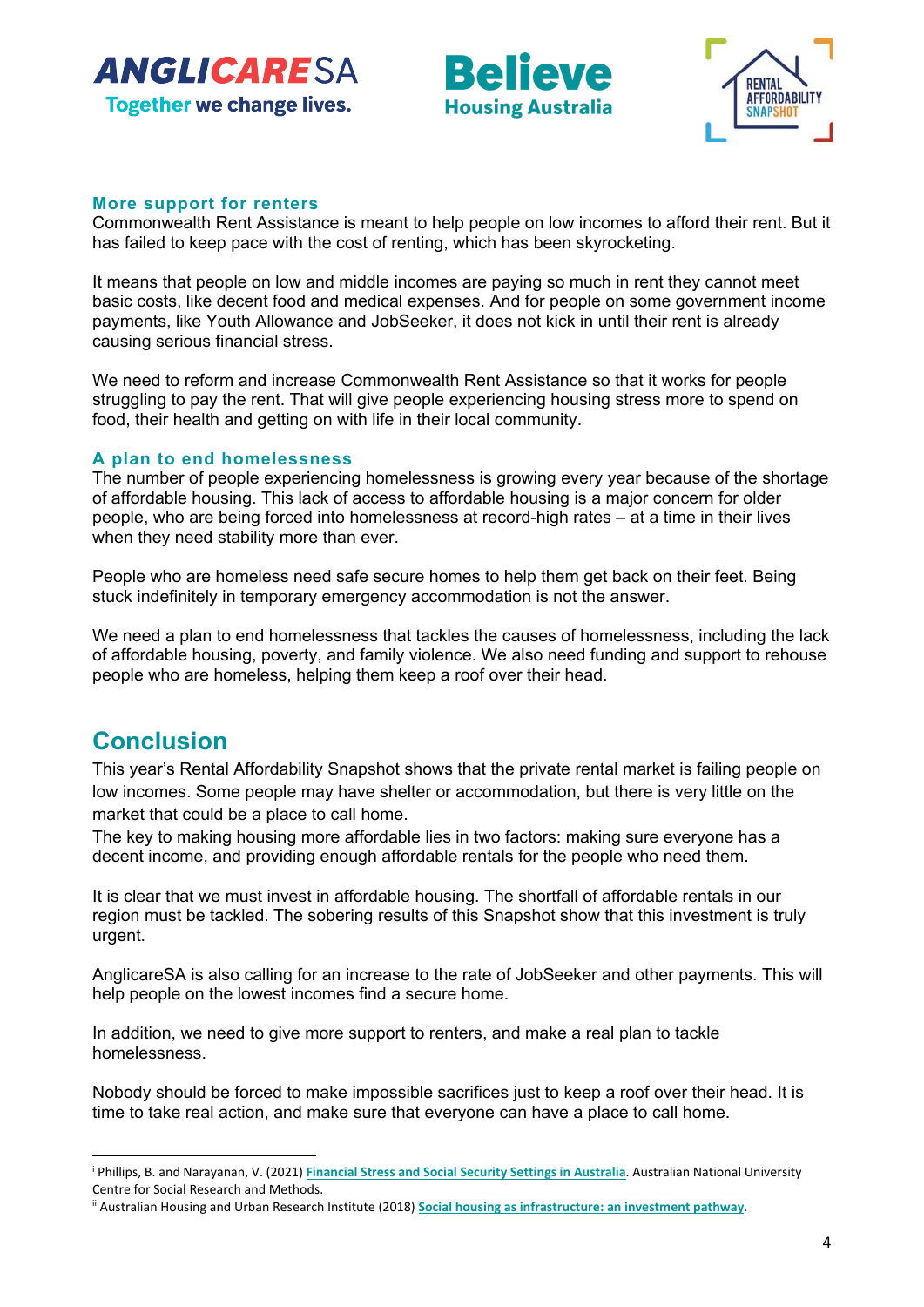### More support for renters

Commonwealth Rent Assistance is meant to help people on low incomes to afford their rent. But it has failed to keep pace with the cost of renting, which has been skyrocketing.

It means that people on low and middle incomes are paying so much in rent they cannot meet basic costs, like decent food and medical expenses. And for people on some government income payments, like Youth Allowance and JobSeeker, it does not kick in until their rent is already causing serious financial stress.

We need to reform and increase Commonwealth Rent Assistance so that it works for people struggling to pay the rent. That will give people experiencing housing stress more to spend on food, their health and getting on with life in their local community.

### A plan to end homelessness

The number of people experiencing homelessness is growing every year because of the shortage of affordable housing. This lack of access to affordable housing is a major concern for older people, who are being forced into homelessness at record-high rates – at a time in their lives when they need stability more than ever.

People who are homeless need safe secure homes to help them get back on their feet. Being stuck indefinitely in temporary emergency accommodation is not the answer.

We need a plan to end homelessness that tackles the causes of homelessness, including the lack of affordable housing, poverty, and family violence. We also need funding and support to rehouse people who are homeless, helping them keep a roof over their head.

## Conclusion

This year's Rental Affordability Snapshot shows that the private rental market is failing people on low incomes. Some people may have shelter or accommodation, but there is very little on the market that could be a place to call home.

The key to making housing more affordable lies in two factors: making sure everyone has a decent income, and providing enough affordable rentals for the people who need them.

It is clear that we must invest in affordable housing. The shortfall of affordable rentals in our region must be tackled. The sobering results of this Snapshot show that this investment is truly urgent.

AnglicareSA is also calling for an increase to the rate of JobSeeker and other payments. This will help people on the lowest incomes find a secure home.

In addition, we need to give more support to renters, and make a real plan to tackle homelessness.

Nobody should be forced to make impossible sacrifices just to keep a roof over their head. It is time to take real action, and make sure that everyone can have a place to call home.

---

[i] Phillips, B. and Narayanan, V. (2021) **Financial Stress and Social Security Settings in Australia**. Australian National University Centre for Social Research and Methods.

[ii] Australian Housing and Urban Research Institute (2018) **Social housing as infrastructure: an investment pathway**.